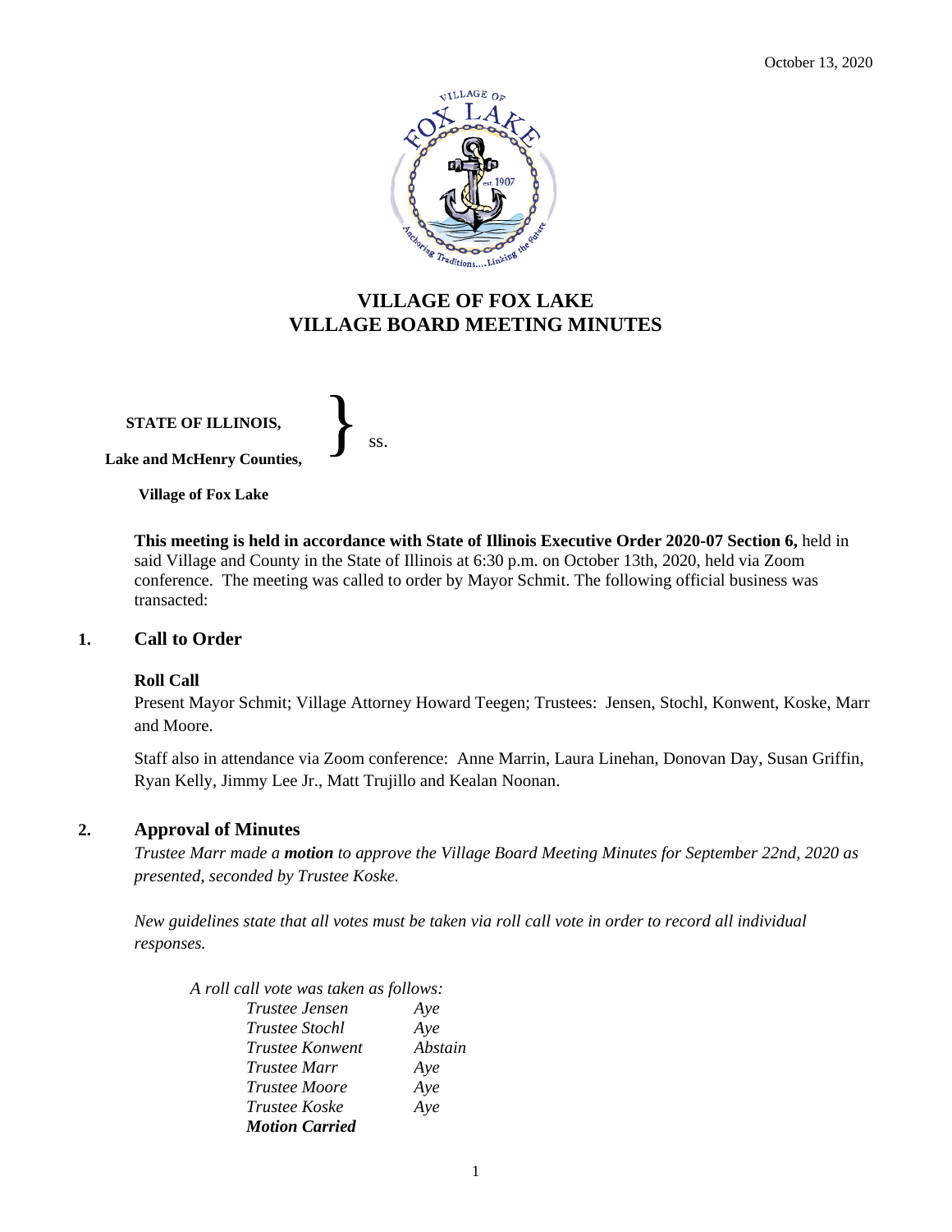October 13, 2020

# VILLAGE OF FOX LAKE
# VILLAGE BOARD MEETING MINUTES

**STATE OF ILLINOIS,**
**Lake and McHenry Counties,** } ss.
**Village of Fox Lake**

**This meeting is held in accordance with State of Illinois Executive Order 2020-07 Section 6,** held in said Village and County in the State of Illinois at 6:30 p.m. on October 13th, 2020, held via Zoom conference. The meeting was called to order by Mayor Schmit. The following official business was transacted:

## 1. Call to Order

### Roll Call

Present Mayor Schmit; Village Attorney Howard Teegen; Trustees: Jensen, Stochl, Konwent, Koske, Marr and Moore.

Staff also in attendance via Zoom conference: Anne Marrin, Laura Linehan, Donovan Day, Susan Griffin, Ryan Kelly, Jimmy Lee Jr., Matt Trujillo and Kealan Noonan.

## 2. Approval of Minutes

*Trustee Marr made a **motion** to approve the Village Board Meeting Minutes for September 22nd, 2020 as presented, seconded by Trustee Koske.*

*New guidelines state that all votes must be taken via roll call vote in order to record all individual responses.*

*A roll call vote was taken as follows:*

| | |
|---|---|
| *Trustee Jensen* | *Aye* |
| *Trustee Stochl* | *Aye* |
| *Trustee Konwent* | *Abstain* |
| *Trustee Marr* | *Aye* |
| *Trustee Moore* | *Aye* |
| *Trustee Koske* | *Aye* |

***Motion Carried***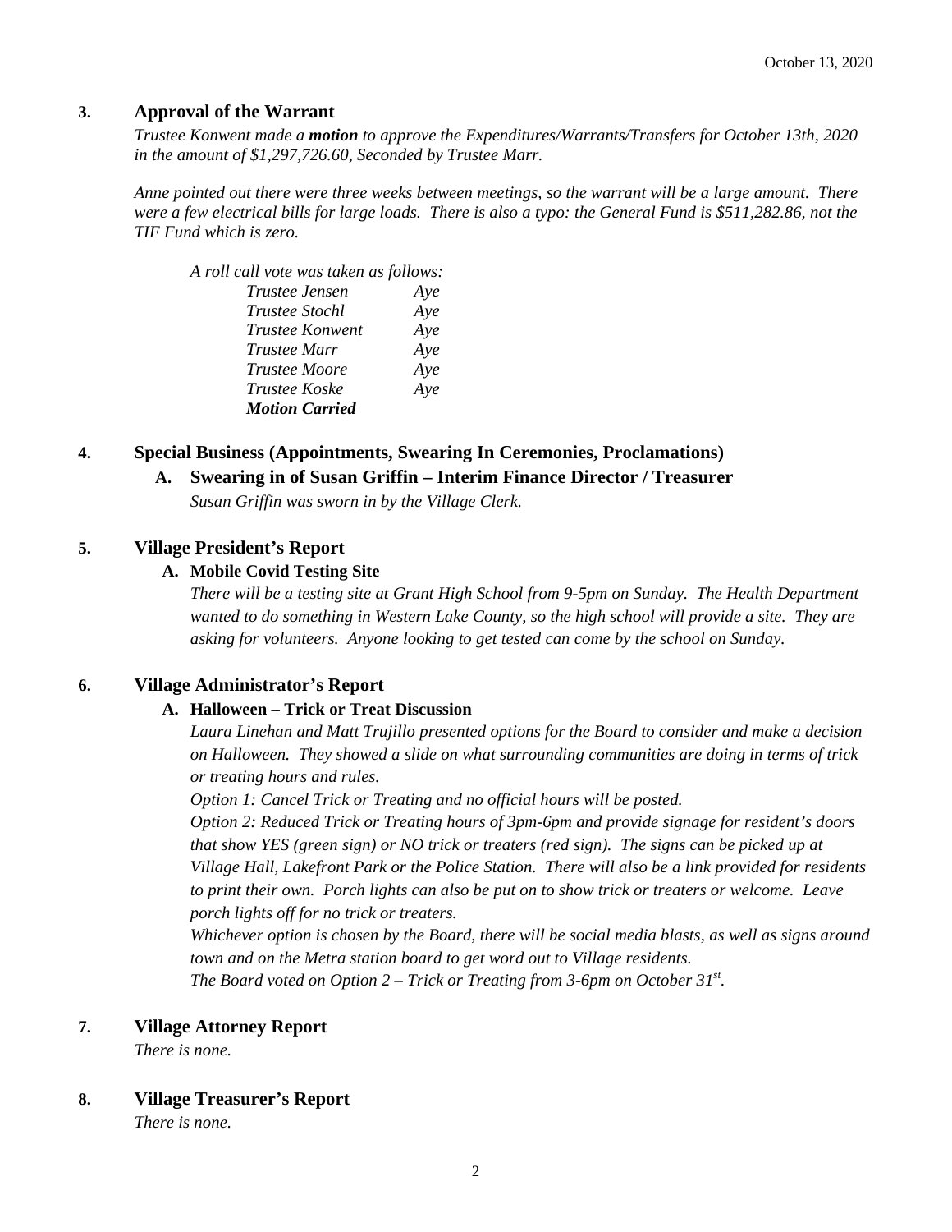## 3. Approval of the Warrant

*Trustee Konwent made a **motion** to approve the Expenditures/Warrants/Transfers for October 13th, 2020 in the amount of $1,297,726.60, Seconded by Trustee Marr.*

*Anne pointed out there were three weeks between meetings, so the warrant will be a large amount. There were a few electrical bills for large loads. There is also a typo: the General Fund is $511,282.86, not the TIF Fund which is zero.*

*A roll call vote was taken as follows:*

| | |
|---|---|
| *Trustee Jensen* | *Aye* |
| *Trustee Stochl* | *Aye* |
| *Trustee Konwent* | *Aye* |
| *Trustee Marr* | *Aye* |
| *Trustee Moore* | *Aye* |
| *Trustee Koske* | *Aye* |

***Motion Carried***

## 4. Special Business (Appointments, Swearing In Ceremonies, Proclamations)

### A. Swearing in of Susan Griffin – Interim Finance Director / Treasurer

*Susan Griffin was sworn in by the Village Clerk.*

## 5. Village President's Report

### A. Mobile Covid Testing Site

*There will be a testing site at Grant High School from 9-5pm on Sunday. The Health Department wanted to do something in Western Lake County, so the high school will provide a site. They are asking for volunteers. Anyone looking to get tested can come by the school on Sunday.*

## 6. Village Administrator's Report

### A. Halloween – Trick or Treat Discussion

*Laura Linehan and Matt Trujillo presented options for the Board to consider and make a decision on Halloween. They showed a slide on what surrounding communities are doing in terms of trick or treating hours and rules.*

*Option 1: Cancel Trick or Treating and no official hours will be posted.*

*Option 2: Reduced Trick or Treating hours of 3pm-6pm and provide signage for resident's doors that show YES (green sign) or NO trick or treaters (red sign). The signs can be picked up at Village Hall, Lakefront Park or the Police Station. There will also be a link provided for residents to print their own. Porch lights can also be put on to show trick or treaters or welcome. Leave porch lights off for no trick or treaters.*

*Whichever option is chosen by the Board, there will be social media blasts, as well as signs around town and on the Metra station board to get word out to Village residents.*

*The Board voted on Option 2 – Trick or Treating from 3-6pm on October 31st.*

## 7. Village Attorney Report

*There is none.*

## 8. Village Treasurer's Report

*There is none.*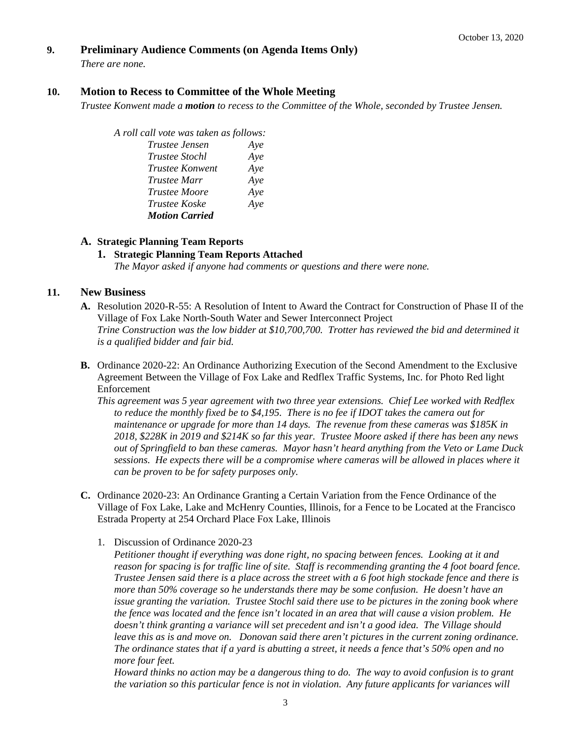## 9. Preliminary Audience Comments (on Agenda Items Only)

*There are none.*

## 10. Motion to Recess to Committee of the Whole Meeting

*Trustee Konwent made a **motion** to recess to the Committee of the Whole, seconded by Trustee Jensen.*

*A roll call vote was taken as follows:*

| | |
|---|---|
| *Trustee Jensen* | *Aye* |
| *Trustee Stochl* | *Aye* |
| *Trustee Konwent* | *Aye* |
| *Trustee Marr* | *Aye* |
| *Trustee Moore* | *Aye* |
| *Trustee Koske* | *Aye* |
| ***Motion Carried*** | |

### A. Strategic Planning Team Reports

#### 1. Strategic Planning Team Reports Attached

*The Mayor asked if anyone had comments or questions and there were none.*

## 11. New Business

**A.** Resolution 2020-R-55: A Resolution of Intent to Award the Contract for Construction of Phase II of the Village of Fox Lake North-South Water and Sewer Interconnect Project
*Trine Construction was the low bidder at $10,700,700. Trotter has reviewed the bid and determined it is a qualified bidder and fair bid.*

**B.** Ordinance 2020-22: An Ordinance Authorizing Execution of the Second Amendment to the Exclusive Agreement Between the Village of Fox Lake and Redflex Traffic Systems, Inc. for Photo Red light Enforcement
*This agreement was 5 year agreement with two three year extensions. Chief Lee worked with Redflex to reduce the monthly fixed be to $4,195. There is no fee if IDOT takes the camera out for maintenance or upgrade for more than 14 days. The revenue from these cameras was $185K in 2018, $228K in 2019 and $214K so far this year. Trustee Moore asked if there has been any news out of Springfield to ban these cameras. Mayor hasn't heard anything from the Veto or Lame Duck sessions. He expects there will be a compromise where cameras will be allowed in places where it can be proven to be for safety purposes only.*

**C.** Ordinance 2020-23: An Ordinance Granting a Certain Variation from the Fence Ordinance of the Village of Fox Lake, Lake and McHenry Counties, Illinois, for a Fence to be Located at the Francisco Estrada Property at 254 Orchard Place Fox Lake, Illinois

1. Discussion of Ordinance 2020-23
*Petitioner thought if everything was done right, no spacing between fences. Looking at it and reason for spacing is for traffic line of site. Staff is recommending granting the 4 foot board fence. Trustee Jensen said there is a place across the street with a 6 foot high stockade fence and there is more than 50% coverage so he understands there may be some confusion. He doesn't have an issue granting the variation. Trustee Stochl said there use to be pictures in the zoning book where the fence was located and the fence isn't located in an area that will cause a vision problem. He doesn't think granting a variance will set precedent and isn't a good idea. The Village should leave this as is and move on. Donovan said there aren't pictures in the current zoning ordinance. The ordinance states that if a yard is abutting a street, it needs a fence that's 50% open and no more four feet.*
*Howard thinks no action may be a dangerous thing to do. The way to avoid confusion is to grant the variation so this particular fence is not in violation. Any future applicants for variances will*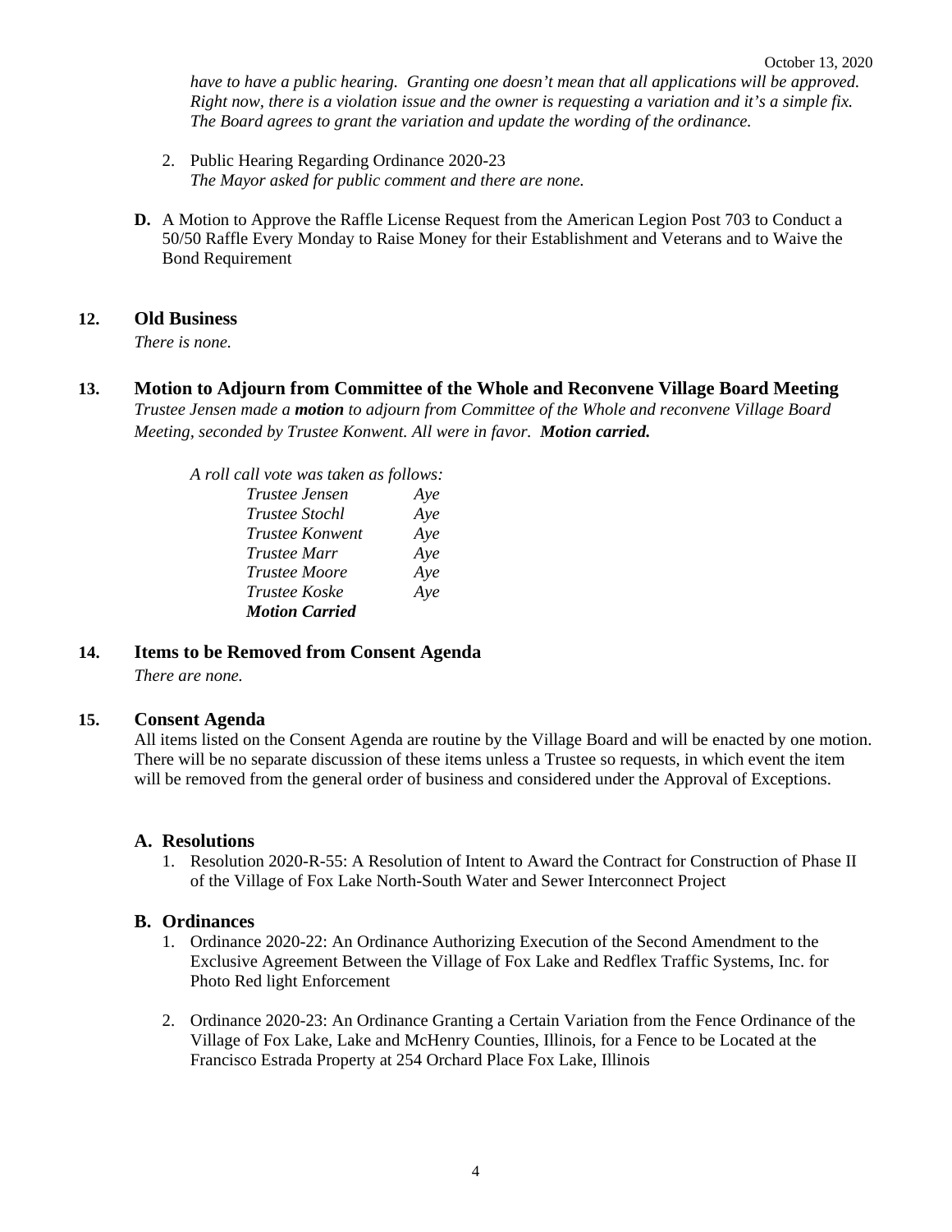*have to have a public hearing. Granting one doesn't mean that all applications will be approved. Right now, there is a violation issue and the owner is requesting a variation and it's a simple fix. The Board agrees to grant the variation and update the wording of the ordinance.*

2. Public Hearing Regarding Ordinance 2020-23
   *The Mayor asked for public comment and there are none.*

**D.** A Motion to Approve the Raffle License Request from the American Legion Post 703 to Conduct a 50/50 Raffle Every Monday to Raise Money for their Establishment and Veterans and to Waive the Bond Requirement

## 12. Old Business

*There is none.*

## 13. Motion to Adjourn from Committee of the Whole and Reconvene Village Board Meeting

*Trustee Jensen made a **motion** to adjourn from Committee of the Whole and reconvene Village Board Meeting, seconded by Trustee Konwent. All were in favor. **Motion carried.***

*A roll call vote was taken as follows:*

| | |
|---|---|
| *Trustee Jensen* | *Aye* |
| *Trustee Stochl* | *Aye* |
| *Trustee Konwent* | *Aye* |
| *Trustee Marr* | *Aye* |
| *Trustee Moore* | *Aye* |
| *Trustee Koske* | *Aye* |
| ***Motion Carried*** | |

## 14. Items to be Removed from Consent Agenda

*There are none.*

## 15. Consent Agenda

All items listed on the Consent Agenda are routine by the Village Board and will be enacted by one motion. There will be no separate discussion of these items unless a Trustee so requests, in which event the item will be removed from the general order of business and considered under the Approval of Exceptions.

### A. Resolutions

1. Resolution 2020-R-55: A Resolution of Intent to Award the Contract for Construction of Phase II of the Village of Fox Lake North-South Water and Sewer Interconnect Project

### B. Ordinances

1. Ordinance 2020-22: An Ordinance Authorizing Execution of the Second Amendment to the Exclusive Agreement Between the Village of Fox Lake and Redflex Traffic Systems, Inc. for Photo Red light Enforcement

2. Ordinance 2020-23: An Ordinance Granting a Certain Variation from the Fence Ordinance of the Village of Fox Lake, Lake and McHenry Counties, Illinois, for a Fence to be Located at the Francisco Estrada Property at 254 Orchard Place Fox Lake, Illinois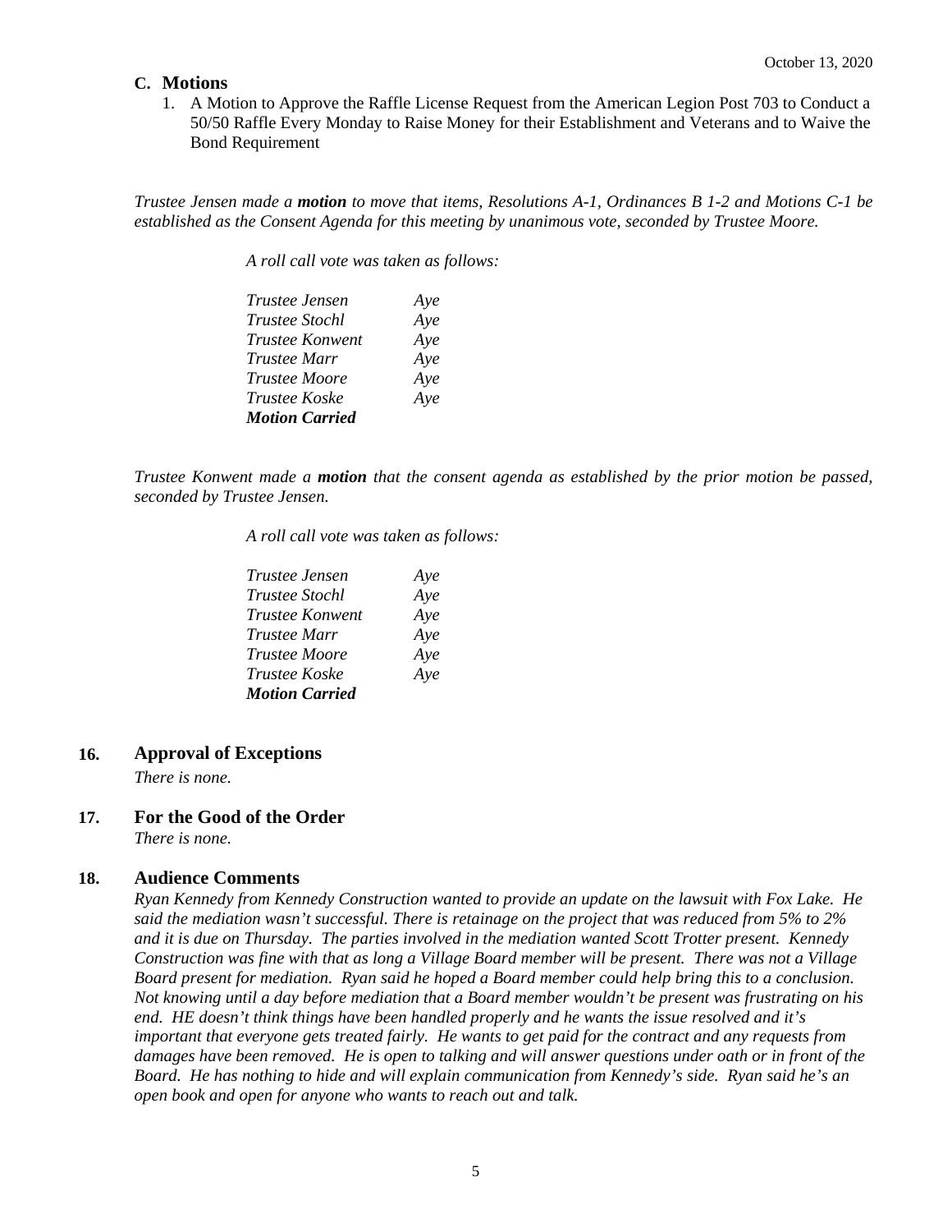### C. Motions

1. A Motion to Approve the Raffle License Request from the American Legion Post 703 to Conduct a 50/50 Raffle Every Monday to Raise Money for their Establishment and Veterans and to Waive the Bond Requirement

*Trustee Jensen made a **motion** to move that items, Resolutions A-1, Ordinances B 1-2 and Motions C-1 be established as the Consent Agenda for this meeting by unanimous vote, seconded by Trustee Moore.*

*A roll call vote was taken as follows:*

*Trustee Jensen Aye*
*Trustee Stochl Aye*
*Trustee Konwent Aye*
*Trustee Marr Aye*
*Trustee Moore Aye*
*Trustee Koske Aye*
***Motion Carried***

*Trustee Konwent made a **motion** that the consent agenda as established by the prior motion be passed, seconded by Trustee Jensen.*

*A roll call vote was taken as follows:*

*Trustee Jensen Aye*
*Trustee Stochl Aye*
*Trustee Konwent Aye*
*Trustee Marr Aye*
*Trustee Moore Aye*
*Trustee Koske Aye*
***Motion Carried***

## 16. Approval of Exceptions

*There is none.*

## 17. For the Good of the Order

*There is none.*

## 18. Audience Comments

*Ryan Kennedy from Kennedy Construction wanted to provide an update on the lawsuit with Fox Lake. He said the mediation wasn't successful. There is retainage on the project that was reduced from 5% to 2% and it is due on Thursday. The parties involved in the mediation wanted Scott Trotter present. Kennedy Construction was fine with that as long a Village Board member will be present. There was not a Village Board present for mediation. Ryan said he hoped a Board member could help bring this to a conclusion. Not knowing until a day before mediation that a Board member wouldn't be present was frustrating on his end. HE doesn't think things have been handled properly and he wants the issue resolved and it's important that everyone gets treated fairly. He wants to get paid for the contract and any requests from damages have been removed. He is open to talking and will answer questions under oath or in front of the Board. He has nothing to hide and will explain communication from Kennedy's side. Ryan said he's an open book and open for anyone who wants to reach out and talk.*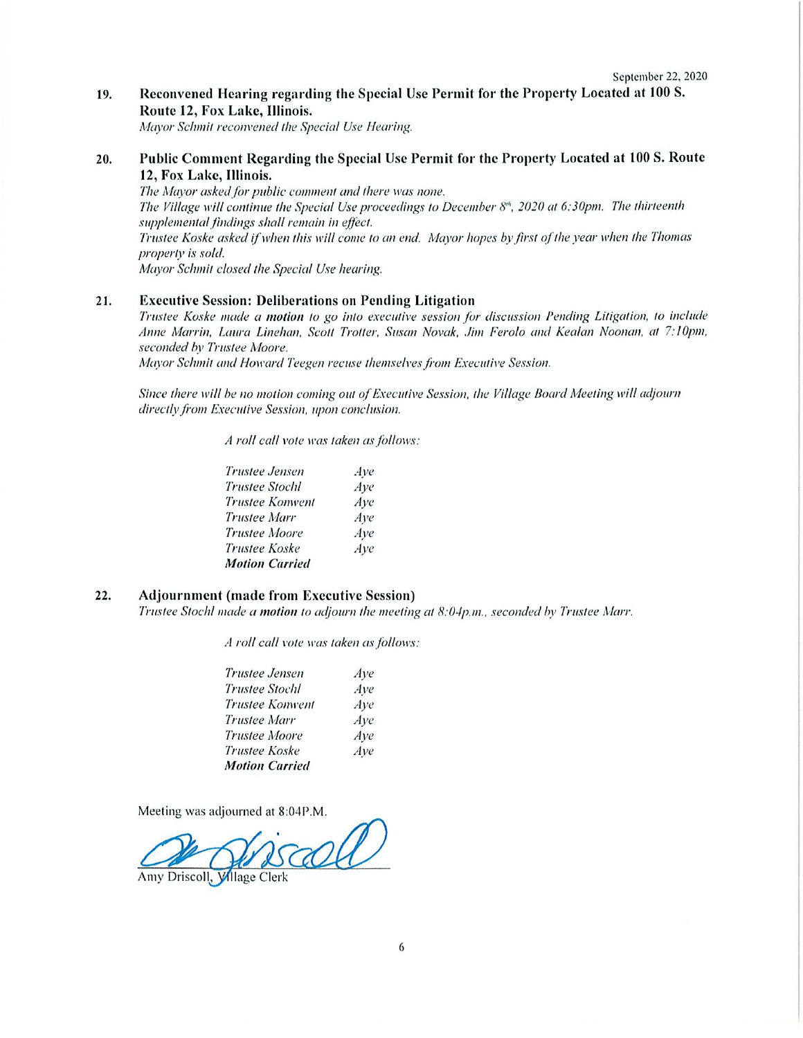September 22, 2020

**19. Reconvened Hearing regarding the Special Use Permit for the Property Located at 100 S. Route 12, Fox Lake, Illinois.**

*Mayor Schmit reconvened the Special Use Hearing.*

**20. Public Comment Regarding the Special Use Permit for the Property Located at 100 S. Route 12, Fox Lake, Illinois.**

*The Mayor asked for public comment and there was none.*

*The Village will continue the Special Use proceedings to December 8th, 2020 at 6:30pm. The thirteenth supplemental findings shall remain in effect.*

*Trustee Koske asked if when this will come to an end. Mayor hopes by first of the year when the Thomas property is sold.*

*Mayor Schmit closed the Special Use hearing.*

**21. Executive Session: Deliberations on Pending Litigation**

*Trustee Koske made a **motion** to go into executive session for discussion Pending Litigation, to include Anne Marrin, Laura Linehan, Scott Trotter, Susan Novak, Jim Ferolo and Kealan Noonan, at 7:10pm, seconded by Trustee Moore.*

*Mayor Schmit and Howard Teegen recuse themselves from Executive Session.*

*Since there will be no motion coming out of Executive Session, the Village Board Meeting will adjourn directly from Executive Session, upon conclusion.*

*A roll call vote was taken as follows:*

| | |
|---|---|
| *Trustee Jensen* | *Aye* |
| *Trustee Stochl* | *Aye* |
| *Trustee Konwent* | *Aye* |
| *Trustee Marr* | *Aye* |
| *Trustee Moore* | *Aye* |
| *Trustee Koske* | *Aye* |
| ***Motion Carried*** | |

**22. Adjournment (made from Executive Session)**

*Trustee Stochl made a **motion** to adjourn the meeting at 8:04p.m., seconded by Trustee Marr.*

*A roll call vote was taken as follows:*

| | |
|---|---|
| *Trustee Jensen* | *Aye* |
| *Trustee Stochl* | *Aye* |
| *Trustee Konwent* | *Aye* |
| *Trustee Marr* | *Aye* |
| *Trustee Moore* | *Aye* |
| *Trustee Koske* | *Aye* |
| ***Motion Carried*** | |

Meeting was adjourned at 8:04P.M.

Amy Driscoll, Village Clerk